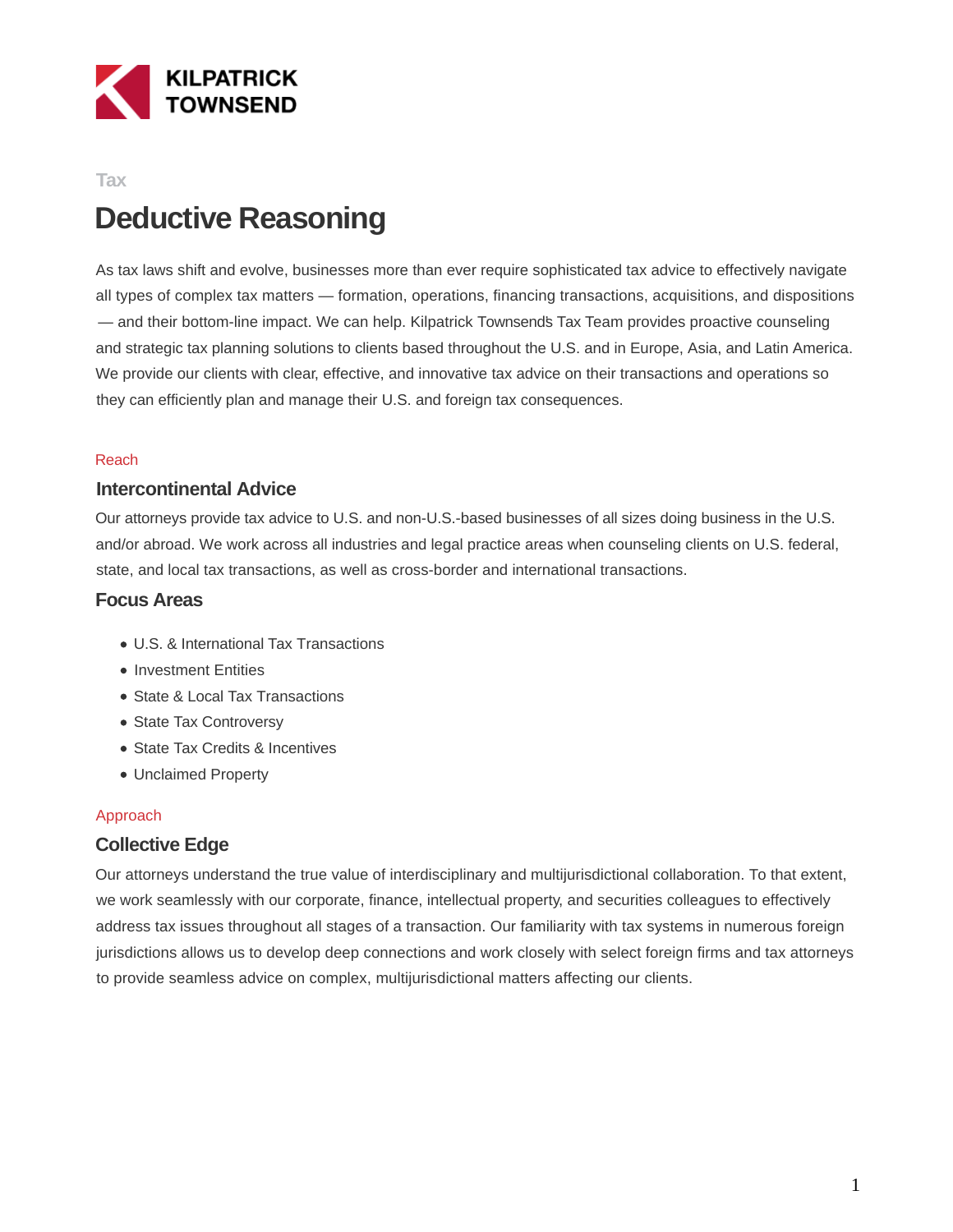KILPATRICK TOWNSEND

Tax

# Deductive Reasoning

As tax laws shift and evolve, businesses more than ever require sophisticated tax advice to effectively navigate all types of complex tax matters — formation, operations, financing transactions, acquisitions, and dispositions — and their bottom-line impact. We can help. Kilpatrick Townsend's Tax Team provides proactive counseling and strategic tax planning solutions to clients based throughout the U.S. and in Europe, Asia, and Latin America. We provide our clients with clear, effective, and innovative tax advice on their transactions and operations so they can efficiently plan and manage their U.S. and foreign tax consequences.

Reach

## Intercontinental Advice

Our attorneys provide tax advice to U.S. and non-U.S.-based businesses of all sizes doing business in the U.S. and/or abroad. We work across all industries and legal practice areas when counseling clients on U.S. federal, state, and local tax transactions, as well as cross-border and international transactions.

## Focus Areas

- U.S. & International Tax Transactions
- Investment Entities
- State & Local Tax Transactions
- State Tax Controversy
- State Tax Credits & Incentives
- Unclaimed Property

Approach

## Collective Edge

Our attorneys understand the true value of interdisciplinary and multijurisdictional collaboration. To that extent, we work seamlessly with our corporate, finance, intellectual property, and securities colleagues to effectively address tax issues throughout all stages of a transaction. Our familiarity with tax systems in numerous foreign jurisdictions allows us to develop deep connections and work closely with select foreign firms and tax attorneys to provide seamless advice on complex, multijurisdictional matters affecting our clients.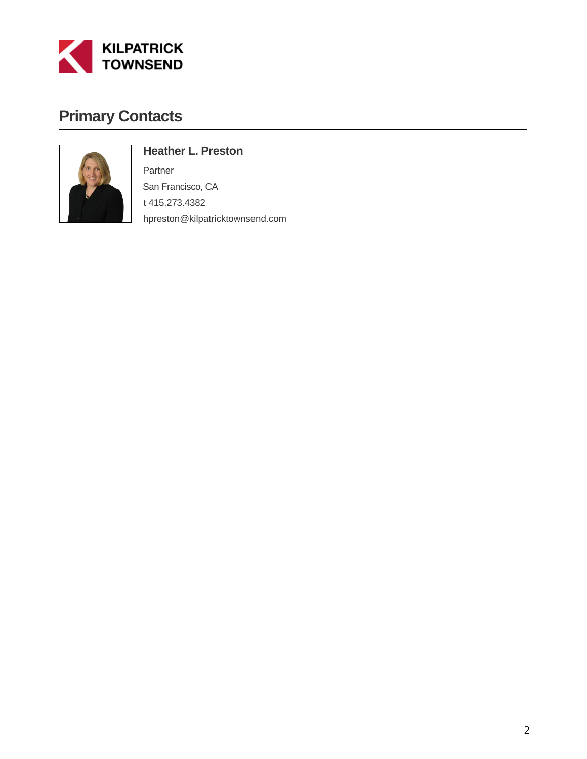## Primary Contacts

### Heather L. Preston

Partner

San Francisco, CA

t 415.273.4382

hpreston@kilpatricktownsend.com